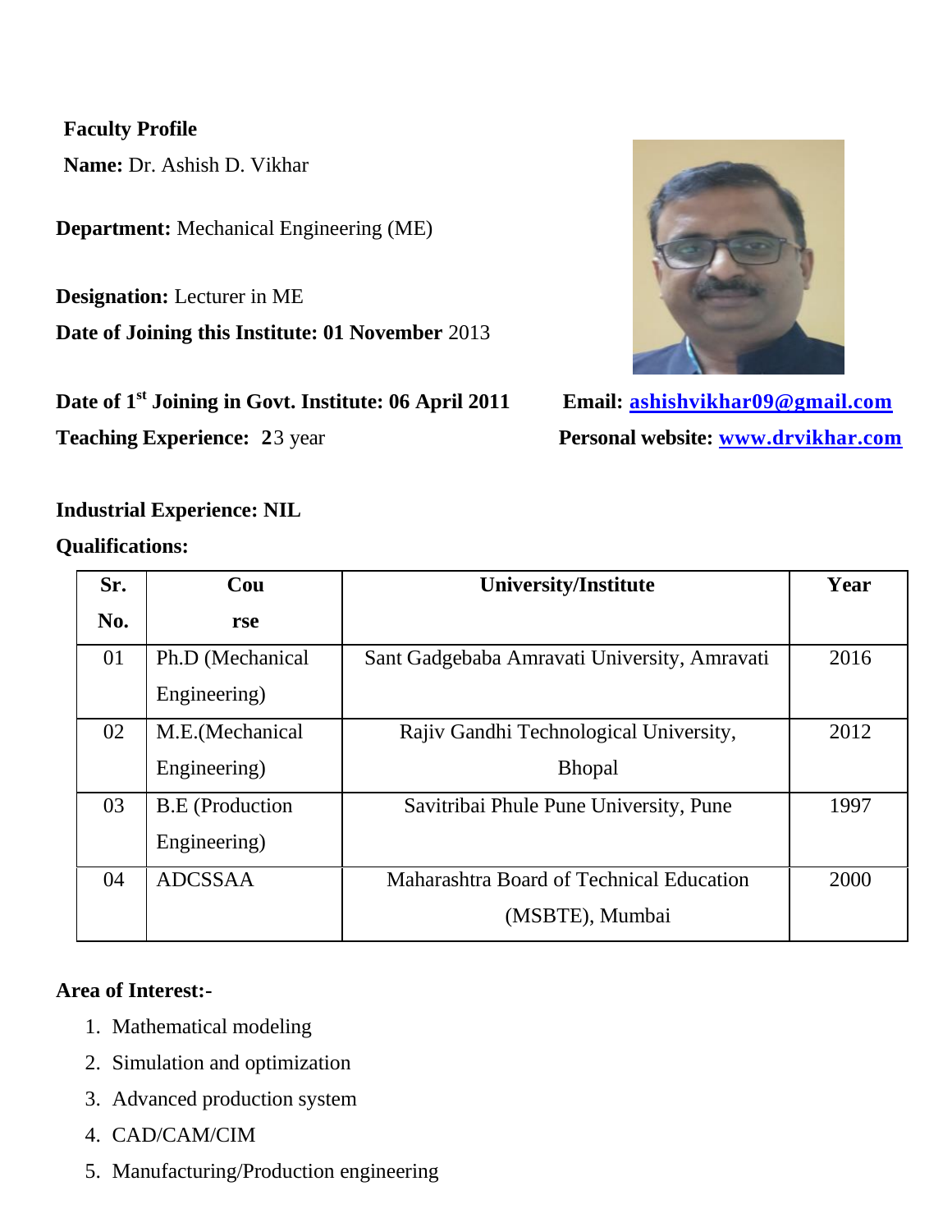**Faculty Profile**

**Name:** Dr. Ashish D. Vikhar

**Department:** Mechanical Engineering (ME)

**Designation:** Lecturer in ME

**Date of Joining this Institute: 01 November** 2013

**Date of 1st Joining in Govt. Institute: 06 April 2011**

**Teaching Experience: 2**3 year

**Email:** **ashishvikhar09@gmail.com**

**Personal website:** **www.drvikhar.com**

**Industrial Experience: NIL**

**Qualifications:**

| Sr. No. | Course | University/Institute | Year |
|---|---|---|---|
| 01 | Ph.D (Mechanical Engineering) | Sant Gadgebaba Amravati University, Amravati | 2016 |
| 02 | M.E.(Mechanical Engineering) | Rajiv Gandhi Technological University, Bhopal | 2012 |
| 03 | B.E (Production Engineering) | Savitribai Phule Pune University, Pune | 1997 |
| 04 | ADCSSAA | Maharashtra Board of Technical Education (MSBTE), Mumbai | 2000 |

**Area of Interest:-**

1. Mathematical modeling
2. Simulation and optimization
3. Advanced production system
4. CAD/CAM/CIM
5. Manufacturing/Production engineering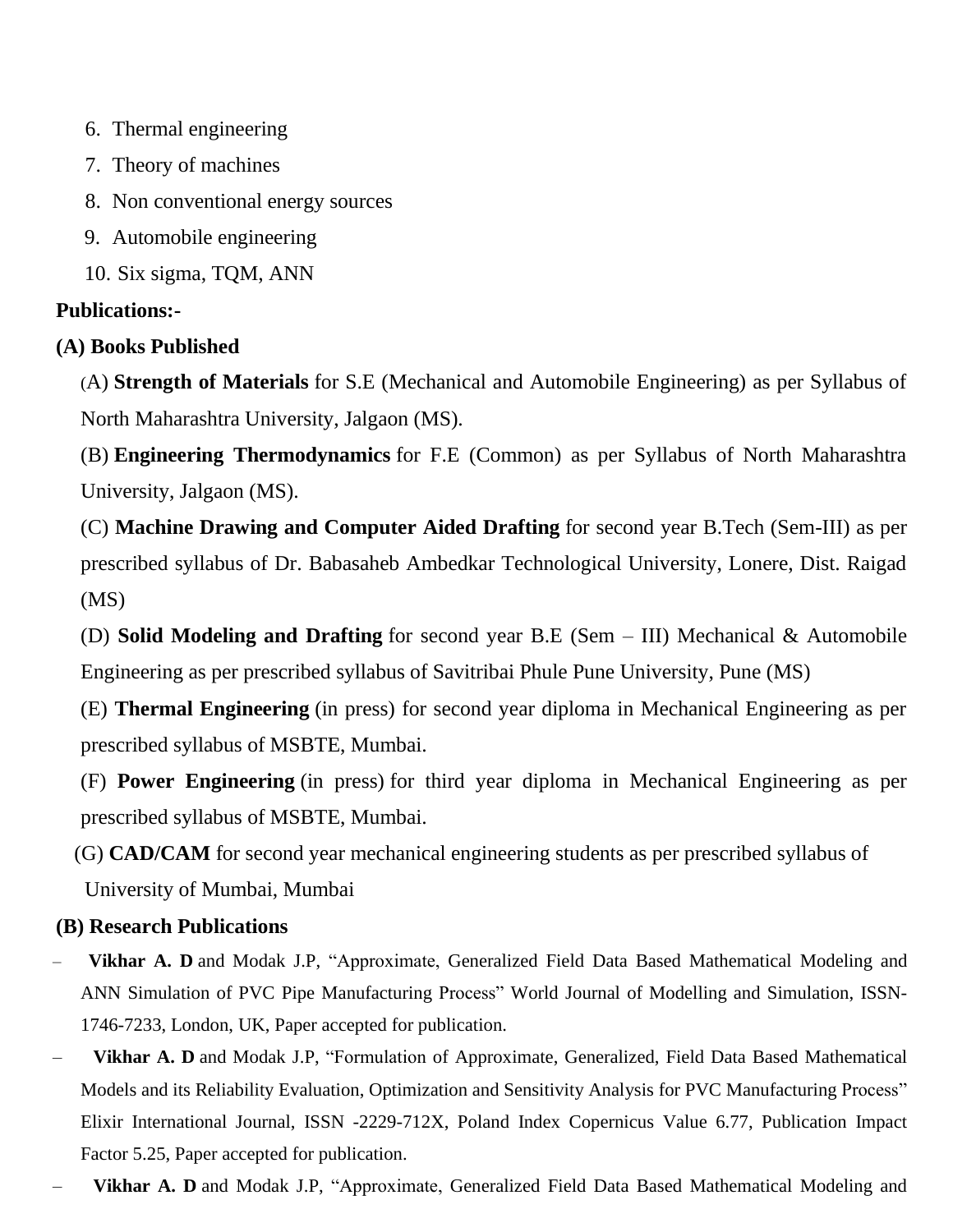6. Thermal engineering
7. Theory of machines
8. Non conventional energy sources
9. Automobile engineering
10. Six sigma, TQM, ANN

**Publications:-**

**(A) Books Published**

(A) **Strength of Materials** for S.E (Mechanical and Automobile Engineering) as per Syllabus of North Maharashtra University, Jalgaon (MS).

(B) **Engineering Thermodynamics** for F.E (Common) as per Syllabus of North Maharashtra University, Jalgaon (MS).

(C) **Machine Drawing and Computer Aided Drafting** for second year B.Tech (Sem-III) as per prescribed syllabus of Dr. Babasaheb Ambedkar Technological University, Lonere, Dist. Raigad (MS)

(D) **Solid Modeling and Drafting** for second year B.E (Sem – III) Mechanical & Automobile Engineering as per prescribed syllabus of Savitribai Phule Pune University, Pune (MS)

(E) **Thermal Engineering** (in press) for second year diploma in Mechanical Engineering as per prescribed syllabus of MSBTE, Mumbai.

(F) **Power Engineering** (in press) for third year diploma in Mechanical Engineering as per prescribed syllabus of MSBTE, Mumbai.

(G) **CAD/CAM** for second year mechanical engineering students as per prescribed syllabus of University of Mumbai, Mumbai

**(B) Research Publications**

– **Vikhar A. D** and Modak J.P, "Approximate, Generalized Field Data Based Mathematical Modeling and ANN Simulation of PVC Pipe Manufacturing Process" World Journal of Modelling and Simulation, ISSN-1746-7233, London, UK, Paper accepted for publication.

– **Vikhar A. D** and Modak J.P, "Formulation of Approximate, Generalized, Field Data Based Mathematical Models and its Reliability Evaluation, Optimization and Sensitivity Analysis for PVC Manufacturing Process" Elixir International Journal, ISSN -2229-712X, Poland Index Copernicus Value 6.77, Publication Impact Factor 5.25, Paper accepted for publication.

– **Vikhar A. D** and Modak J.P, "Approximate, Generalized Field Data Based Mathematical Modeling and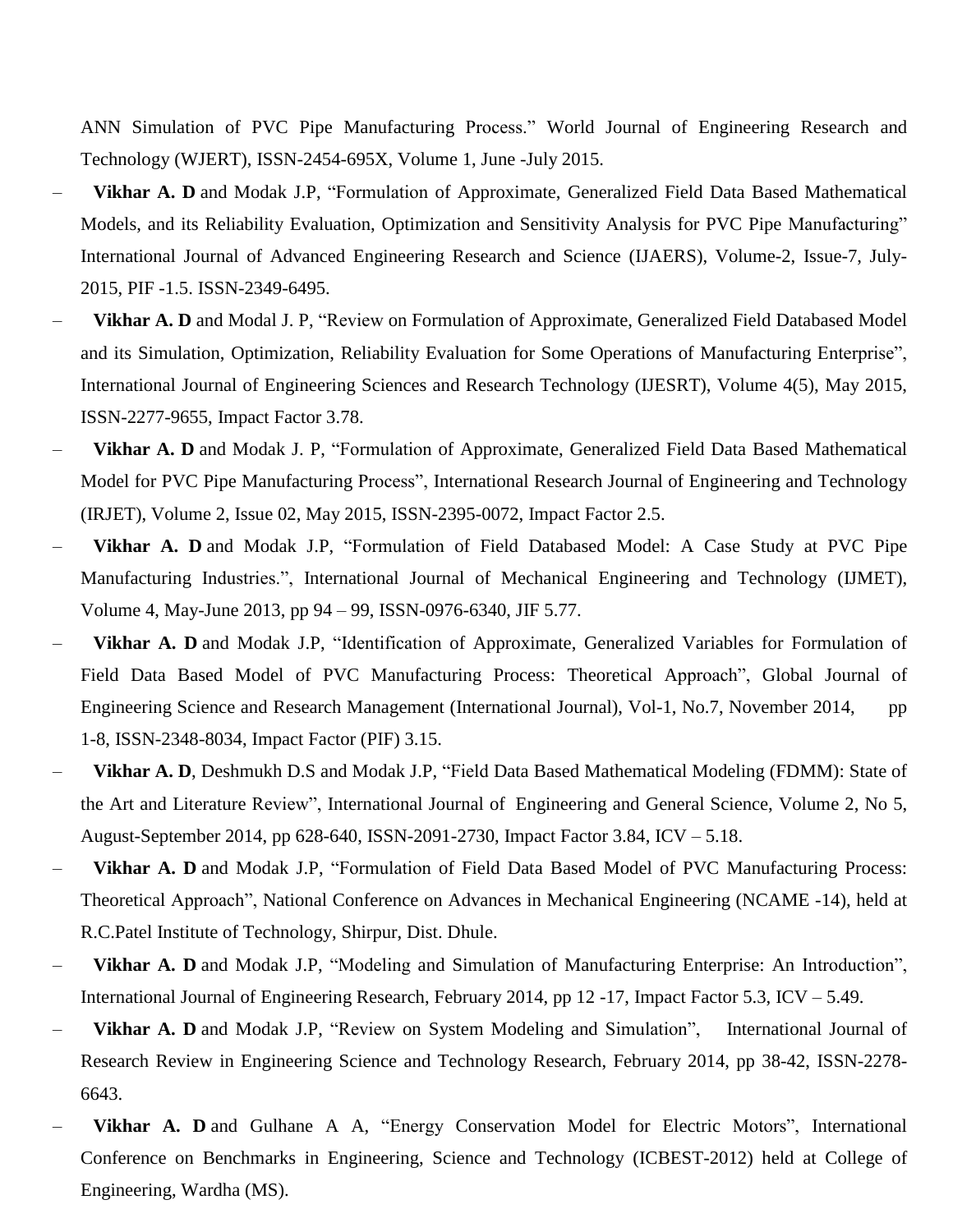ANN Simulation of PVC Pipe Manufacturing Process." World Journal of Engineering Research and Technology (WJERT), ISSN-2454-695X, Volume 1, June -July 2015.

- **Vikhar A. D** and Modak J.P, "Formulation of Approximate, Generalized Field Data Based Mathematical Models, and its Reliability Evaluation, Optimization and Sensitivity Analysis for PVC Pipe Manufacturing" International Journal of Advanced Engineering Research and Science (IJAERS), Volume-2, Issue-7, July-2015, PIF -1.5. ISSN-2349-6495.
- **Vikhar A. D** and Modal J. P, "Review on Formulation of Approximate, Generalized Field Databased Model and its Simulation, Optimization, Reliability Evaluation for Some Operations of Manufacturing Enterprise", International Journal of Engineering Sciences and Research Technology (IJESRT), Volume 4(5), May 2015, ISSN-2277-9655, Impact Factor 3.78.
- **Vikhar A. D** and Modak J. P, "Formulation of Approximate, Generalized Field Data Based Mathematical Model for PVC Pipe Manufacturing Process", International Research Journal of Engineering and Technology (IRJET), Volume 2, Issue 02, May 2015, ISSN-2395-0072, Impact Factor 2.5.
- **Vikhar A. D** and Modak J.P, "Formulation of Field Databased Model: A Case Study at PVC Pipe Manufacturing Industries.", International Journal of Mechanical Engineering and Technology (IJMET), Volume 4, May-June 2013, pp 94 – 99, ISSN-0976-6340, JIF 5.77.
- **Vikhar A. D** and Modak J.P, "Identification of Approximate, Generalized Variables for Formulation of Field Data Based Model of PVC Manufacturing Process: Theoretical Approach", Global Journal of Engineering Science and Research Management (International Journal), Vol-1, No.7, November 2014, pp 1-8, ISSN-2348-8034, Impact Factor (PIF) 3.15.
- **Vikhar A. D**, Deshmukh D.S and Modak J.P, "Field Data Based Mathematical Modeling (FDMM): State of the Art and Literature Review", International Journal of Engineering and General Science, Volume 2, No 5, August-September 2014, pp 628-640, ISSN-2091-2730, Impact Factor 3.84, ICV – 5.18.
- **Vikhar A. D** and Modak J.P, "Formulation of Field Data Based Model of PVC Manufacturing Process: Theoretical Approach", National Conference on Advances in Mechanical Engineering (NCAME -14), held at R.C.Patel Institute of Technology, Shirpur, Dist. Dhule.
- **Vikhar A. D** and Modak J.P, "Modeling and Simulation of Manufacturing Enterprise: An Introduction", International Journal of Engineering Research, February 2014, pp 12 -17, Impact Factor 5.3, ICV – 5.49.
- **Vikhar A. D** and Modak J.P, "Review on System Modeling and Simulation", International Journal of Research Review in Engineering Science and Technology Research, February 2014, pp 38-42, ISSN-2278-6643.
- **Vikhar A. D** and Gulhane A A, "Energy Conservation Model for Electric Motors", International Conference on Benchmarks in Engineering, Science and Technology (ICBEST-2012) held at College of Engineering, Wardha (MS).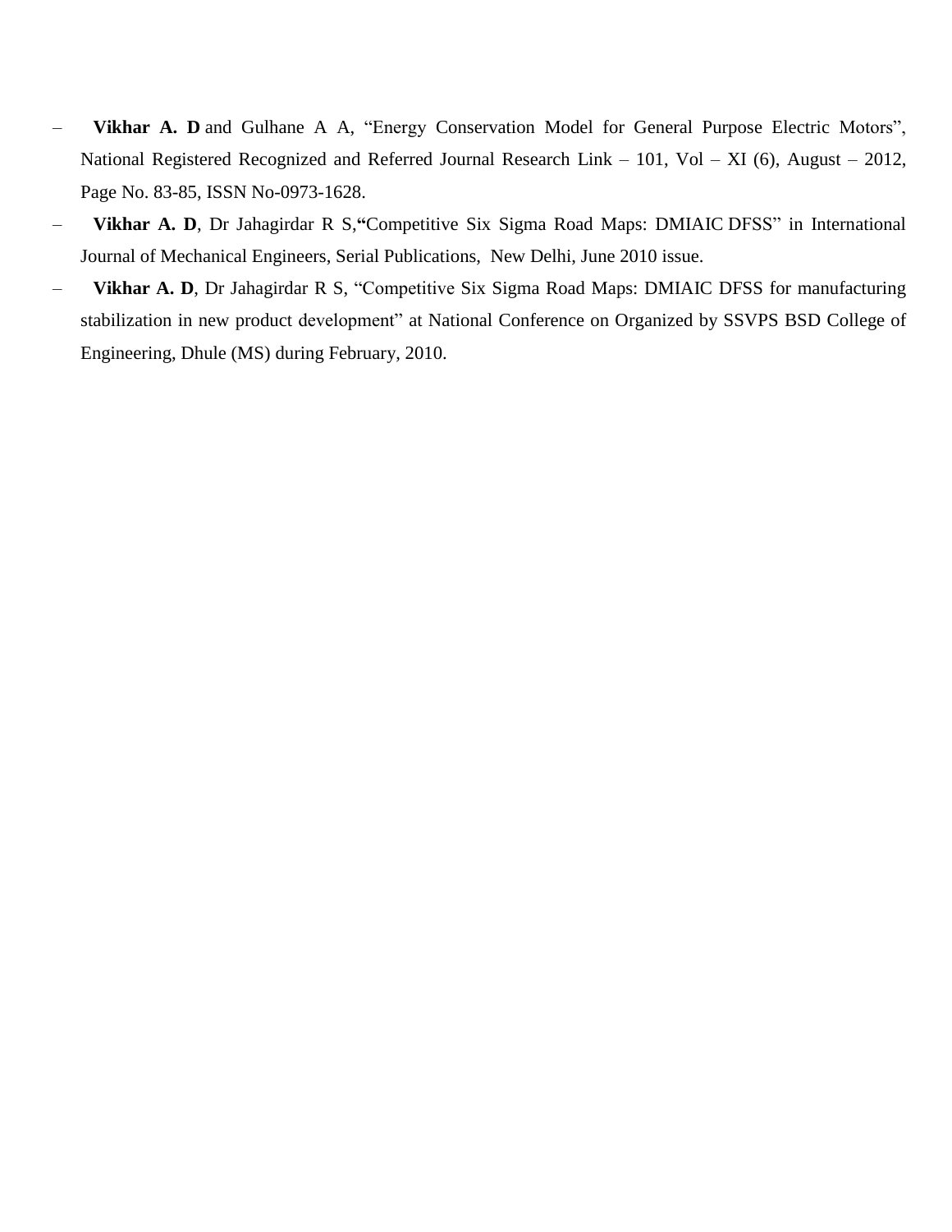- **Vikhar A. D** and Gulhane A A, "Energy Conservation Model for General Purpose Electric Motors", National Registered Recognized and Referred Journal Research Link – 101, Vol – XI (6), August – 2012, Page No. 83-85, ISSN No-0973-1628.
- **Vikhar A. D**, Dr Jahagirdar R S,**"**Competitive Six Sigma Road Maps: DMIAIC DFSS" in International Journal of Mechanical Engineers, Serial Publications, New Delhi, June 2010 issue.
- **Vikhar A. D**, Dr Jahagirdar R S, "Competitive Six Sigma Road Maps: DMIAIC DFSS for manufacturing stabilization in new product development" at National Conference on Organized by SSVPS BSD College of Engineering, Dhule (MS) during February, 2010.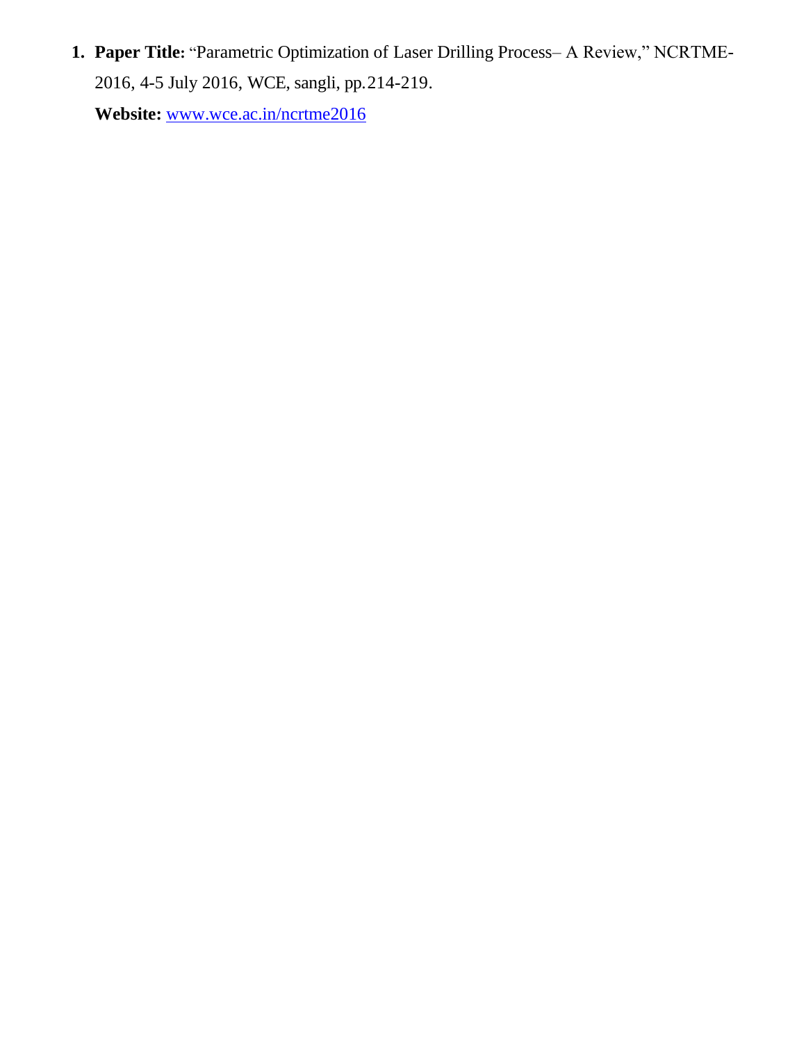1. **Paper Title:** "Parametric Optimization of Laser Drilling Process– A Review," NCRTME-2016, 4-5 July 2016, WCE, sangli, pp.214-219.

   **Website:** [www.wce.ac.in/ncrtme2016](www.wce.ac.in/ncrtme2016)